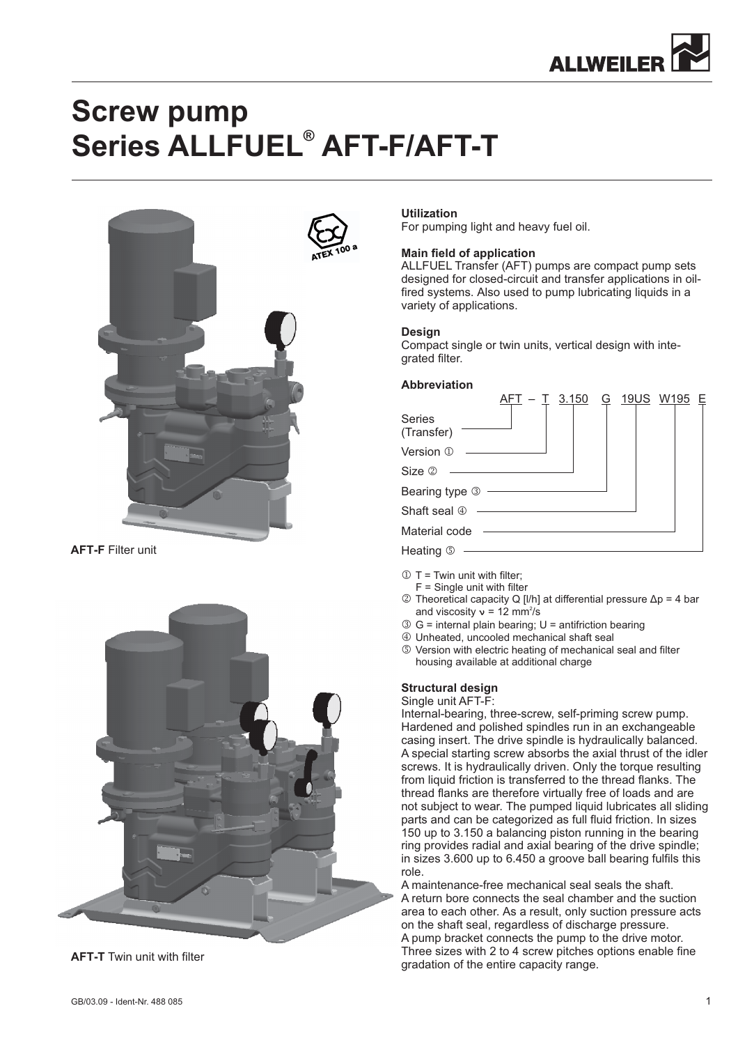# Screw pump
# Series ALLFUEL® AFT-F/AFT-T

**AFT-F** Filter unit

**AFT-T** Twin unit with filter

**Utilization**
For pumping light and heavy fuel oil.

**Main field of application**
ALLFUEL Transfer (AFT) pumps are compact pump sets designed for closed-circuit and transfer applications in oil-fired systems. Also used to pump lubricating liquids in a variety of applications.

**Design**
Compact single or twin units, vertical design with integrated filter.

**Abbreviation**

AFT – T 3.150 G 19US W195 E

- Series (Transfer): AFT
- Version ①: T
- Size ②: 3.150
- Bearing type ③: G
- Shaft seal ④: 19US
- Material code: W195
- Heating ⑤: E

① T = Twin unit with filter;
F = Single unit with filter

② Theoretical capacity Q [l/h] at differential pressure Δp = 4 bar and viscosity $\nu$ = 12 mm²/s

③ G = internal plain bearing; U = antifriction bearing

④ Unheated, uncooled mechanical shaft seal

⑤ Version with electric heating of mechanical seal and filter housing available at additional charge

**Structural design**

Single unit AFT-F:

Internal-bearing, three-screw, self-priming screw pump. Hardened and polished spindles run in an exchangeable casing insert. The drive spindle is hydraulically balanced. A special starting screw absorbs the axial thrust of the idler screws. It is hydraulically driven. Only the torque resulting from liquid friction is transferred to the thread flanks. The thread flanks are therefore virtually free of loads and are not subject to wear. The pumped liquid lubricates all sliding parts and can be categorized as full fluid friction. In sizes 150 up to 3.150 a balancing piston running in the bearing ring provides radial and axial bearing of the drive spindle; in sizes 3.600 up to 6.450 a groove ball bearing fulfils this role.

A maintenance-free mechanical seal seals the shaft.

A return bore connects the seal chamber and the suction area to each other. As a result, only suction pressure acts on the shaft seal, regardless of discharge pressure.

A pump bracket connects the pump to the drive motor.

Three sizes with 2 to 4 screw pitches options enable fine gradation of the entire capacity range.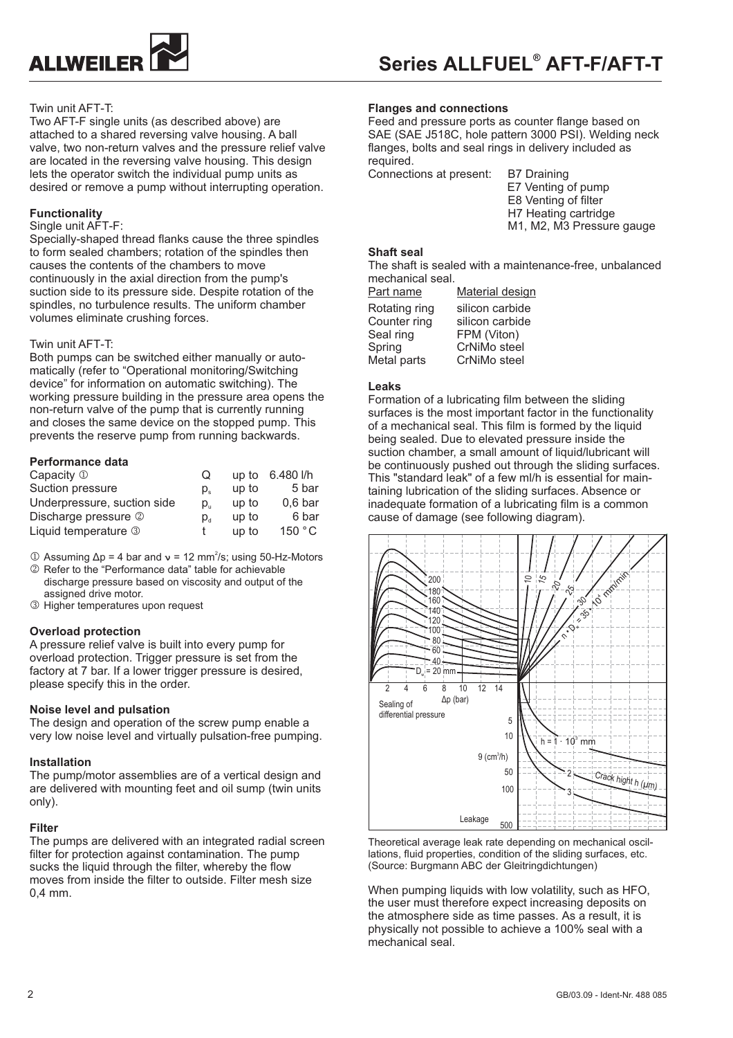Twin unit AFT-T:

Two AFT-F single units (as described above) are attached to a shared reversing valve housing. A ball valve, two non-return valves and the pressure relief valve are located in the reversing valve housing. This design lets the operator switch the individual pump units as desired or remove a pump without interrupting operation.

### Functionality

Single unit AFT-F:

Specially-shaped thread flanks cause the three spindles to form sealed chambers; rotation of the spindles then causes the contents of the chambers to move continuously in the axial direction from the pump's suction side to its pressure side. Despite rotation of the spindles, no turbulence results. The uniform chamber volumes eliminate crushing forces.

Twin unit AFT-T:

Both pumps can be switched either manually or automatically (refer to "Operational monitoring/Switching device" for information on automatic switching). The working pressure building in the pressure area opens the non-return valve of the pump that is currently running and closes the same device on the stopped pump. This prevents the reserve pump from running backwards.

### Performance data

| | | | |
|---|---|---|---|
| Capacity ① | Q | up to | 6.480 l/h |
| Suction pressure | $p_s$ | up to | 5 bar |
| Underpressure, suction side | $p_u$ | up to | 0,6 bar |
| Discharge pressure ② | $p_d$ | up to | 6 bar |
| Liquid temperature ③ | t | up to | 150 °C |

① Assuming $\Delta p$ = 4 bar and $\nu$ = 12 mm²/s; using 50-Hz-Motors
② Refer to the "Performance data" table for achievable discharge pressure based on viscosity and output of the assigned drive motor.
③ Higher temperatures upon request

### Overload protection

A pressure relief valve is built into every pump for overload protection. Trigger pressure is set from the factory at 7 bar. If a lower trigger pressure is desired, please specify this in the order.

### Noise level and pulsation

The design and operation of the screw pump enable a very low noise level and virtually pulsation-free pumping.

### Installation

The pump/motor assemblies are of a vertical design and are delivered with mounting feet and oil sump (twin units only).

### Filter

The pumps are delivered with an integrated radial screen filter for protection against contamination. The pump sucks the liquid through the filter, whereby the flow moves from inside the filter to outside. Filter mesh size 0,4 mm.

### Flanges and connections

Feed and pressure ports as counter flange based on SAE (SAE J518C, hole pattern 3000 PSI). Welding neck flanges, bolts and seal rings in delivery included as required.

Connections at present:
- B7 Draining
- E7 Venting of pump
- E8 Venting of filter
- H7 Heating cartridge
- M1, M2, M3 Pressure gauge

### Shaft seal

The shaft is sealed with a maintenance-free, unbalanced mechanical seal.

| Part name | Material design |
|---|---|
| Rotating ring | silicon carbide |
| Counter ring | silicon carbide |
| Seal ring | FPM (Viton) |
| Spring | CrNiMo steel |
| Metal parts | CrNiMo steel |

### Leaks

Formation of a lubricating film between the sliding surfaces is the most important factor in the functionality of a mechanical seal. This film is formed by the liquid being sealed. Due to elevated pressure inside the suction chamber, a small amount of liquid/lubricant will be continuously pushed out through the sliding surfaces. This "standard leak" of a few ml/h is essential for maintaining lubrication of the sliding surfaces. Absence or inadequate formation of a lubricating film is a common cause of damage (see following diagram).

Theoretical average leak rate depending on mechanical oscillations, fluid properties, condition of the sliding surfaces, etc. (Source: Burgmann ABC der Gleitringdichtungen)

When pumping liquids with low volatility, such as HFO, the user must therefore expect increasing deposits on the atmosphere side as time passes. As a result, it is physically not possible to achieve a 100% seal with a mechanical seal.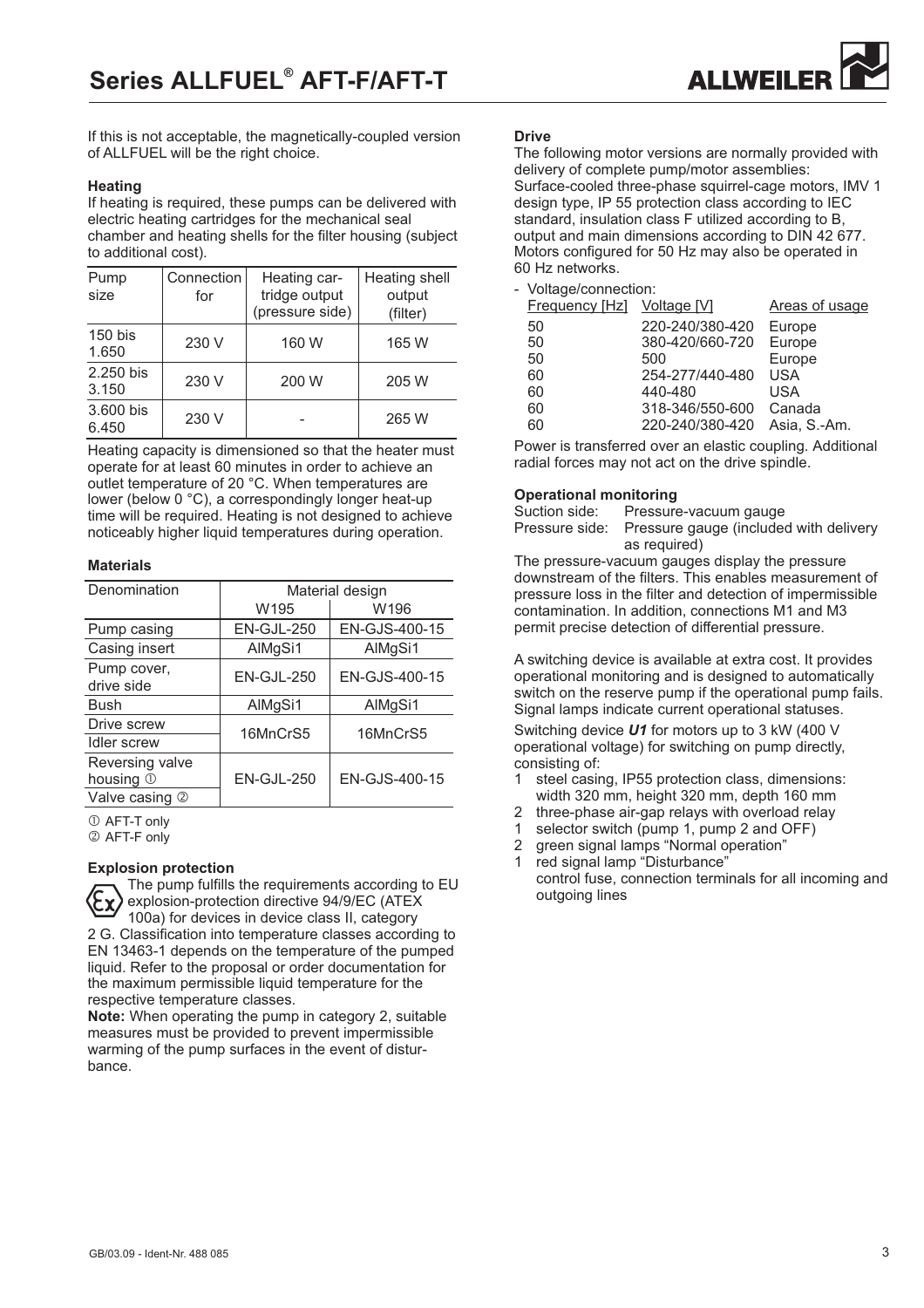If this is not acceptable, the magnetically-coupled version of ALLFUEL will be the right choice.

**Heating**

If heating is required, these pumps can be delivered with electric heating cartridges for the mechanical seal chamber and heating shells for the filter housing (subject to additional cost).

| Pump size | Connection for | Heating cartridge output (pressure side) | Heating shell output (filter) |
|---|---|---|---|
| 150 bis 1.650 | 230 V | 160 W | 165 W |
| 2.250 bis 3.150 | 230 V | 200 W | 205 W |
| 3.600 bis 6.450 | 230 V | - | 265 W |

Heating capacity is dimensioned so that the heater must operate for at least 60 minutes in order to achieve an outlet temperature of 20 °C. When temperatures are lower (below 0 °C), a correspondingly longer heat-up time will be required. Heating is not designed to achieve noticeably higher liquid temperatures during operation.

**Materials**

| Denomination | Material design | |
|---|---|---|
| | W195 | W196 |
| Pump casing | EN-GJL-250 | EN-GJS-400-15 |
| Casing insert | AlMgSi1 | AlMgSi1 |
| Pump cover, drive side | EN-GJL-250 | EN-GJS-400-15 |
| Bush | AlMgSi1 | AlMgSi1 |
| Drive screw | 16MnCrS5 | 16MnCrS5 |
| Idler screw | 16MnCrS5 | 16MnCrS5 |
| Reversing valve housing ① | EN-GJL-250 | EN-GJS-400-15 |
| Valve casing ② | EN-GJL-250 | EN-GJS-400-15 |

① AFT-T only
② AFT-F only

**Explosion protection**

The pump fulfills the requirements according to EU explosion-protection directive 94/9/EC (ATEX 100a) for devices in device class II, category 2 G. Classification into temperature classes according to EN 13463-1 depends on the temperature of the pumped liquid. Refer to the proposal or order documentation for the maximum permissible liquid temperature for the respective temperature classes.

**Note:** When operating the pump in category 2, suitable measures must be provided to prevent impermissible warming of the pump surfaces in the event of disturbance.

**Drive**

The following motor versions are normally provided with delivery of complete pump/motor assemblies:
Surface-cooled three-phase squirrel-cage motors, IMV 1 design type, IP 55 protection class according to IEC standard, insulation class F utilized according to B, output and main dimensions according to DIN 42 677. Motors configured for 50 Hz may also be operated in 60 Hz networks.

- Voltage/connection:

| Frequency [Hz] | Voltage [V] | Areas of usage |
|---|---|---|
| 50 | 220-240/380-420 | Europe |
| 50 | 380-420/660-720 | Europe |
| 50 | 500 | Europe |
| 60 | 254-277/440-480 | USA |
| 60 | 440-480 | USA |
| 60 | 318-346/550-600 | Canada |
| 60 | 220-240/380-420 | Asia, S.-Am. |

Power is transferred over an elastic coupling. Additional radial forces may not act on the drive spindle.

**Operational monitoring**

Suction side: Pressure-vacuum gauge
Pressure side: Pressure gauge (included with delivery as required)

The pressure-vacuum gauges display the pressure downstream of the filters. This enables measurement of pressure loss in the filter and detection of impermissible contamination. In addition, connections M1 and M3 permit precise detection of differential pressure.

A switching device is available at extra cost. It provides operational monitoring and is designed to automatically switch on the reserve pump if the operational pump fails. Signal lamps indicate current operational statuses.

Switching device ***U1*** for motors up to 3 kW (400 V operational voltage) for switching on pump directly, consisting of:

- 1 steel casing, IP55 protection class, dimensions: width 320 mm, height 320 mm, depth 160 mm
- 2 three-phase air-gap relays with overload relay
- 1 selector switch (pump 1, pump 2 and OFF)
- 2 green signal lamps “Normal operation”
- 1 red signal lamp “Disturbance”
  control fuse, connection terminals for all incoming and outgoing lines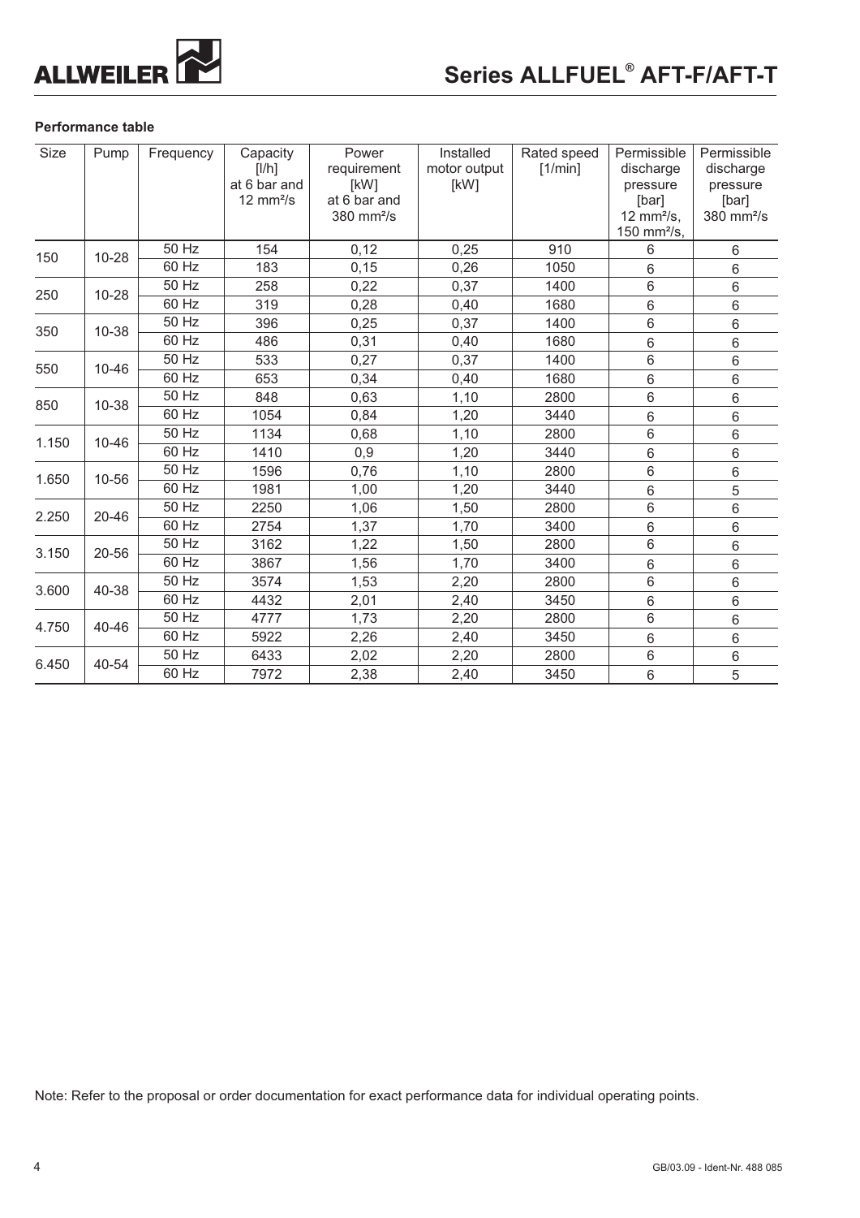**Performance table**

| Size | Pump | Frequency | Capacity [l/h] at 6 bar and 12 mm²/s | Power requirement [kW] at 6 bar and 380 mm²/s | Installed motor output [kW] | Rated speed [1/min] | Permissible discharge pressure [bar] 12 mm²/s, 150 mm²/s, | Permissible discharge pressure [bar] 380 mm²/s |
|---|---|---|---|---|---|---|---|---|
| 150 | 10-28 | 50 Hz | 154 | 0,12 | 0,25 | 910 | 6 | 6 |
| | | 60 Hz | 183 | 0,15 | 0,26 | 1050 | 6 | 6 |
| 250 | 10-28 | 50 Hz | 258 | 0,22 | 0,37 | 1400 | 6 | 6 |
| | | 60 Hz | 319 | 0,28 | 0,40 | 1680 | 6 | 6 |
| 350 | 10-38 | 50 Hz | 396 | 0,25 | 0,37 | 1400 | 6 | 6 |
| | | 60 Hz | 486 | 0,31 | 0,40 | 1680 | 6 | 6 |
| 550 | 10-46 | 50 Hz | 533 | 0,27 | 0,37 | 1400 | 6 | 6 |
| | | 60 Hz | 653 | 0,34 | 0,40 | 1680 | 6 | 6 |
| 850 | 10-38 | 50 Hz | 848 | 0,63 | 1,10 | 2800 | 6 | 6 |
| | | 60 Hz | 1054 | 0,84 | 1,20 | 3440 | 6 | 6 |
| 1.150 | 10-46 | 50 Hz | 1134 | 0,68 | 1,10 | 2800 | 6 | 6 |
| | | 60 Hz | 1410 | 0,9 | 1,20 | 3440 | 6 | 6 |
| 1.650 | 10-56 | 50 Hz | 1596 | 0,76 | 1,10 | 2800 | 6 | 6 |
| | | 60 Hz | 1981 | 1,00 | 1,20 | 3440 | 6 | 5 |
| 2.250 | 20-46 | 50 Hz | 2250 | 1,06 | 1,50 | 2800 | 6 | 6 |
| | | 60 Hz | 2754 | 1,37 | 1,70 | 3400 | 6 | 6 |
| 3.150 | 20-56 | 50 Hz | 3162 | 1,22 | 1,50 | 2800 | 6 | 6 |
| | | 60 Hz | 3867 | 1,56 | 1,70 | 3400 | 6 | 6 |
| 3.600 | 40-38 | 50 Hz | 3574 | 1,53 | 2,20 | 2800 | 6 | 6 |
| | | 60 Hz | 4432 | 2,01 | 2,40 | 3450 | 6 | 6 |
| 4.750 | 40-46 | 50 Hz | 4777 | 1,73 | 2,20 | 2800 | 6 | 6 |
| | | 60 Hz | 5922 | 2,26 | 2,40 | 3450 | 6 | 6 |
| 6.450 | 40-54 | 50 Hz | 6433 | 2,02 | 2,20 | 2800 | 6 | 6 |
| | | 60 Hz | 7972 | 2,38 | 2,40 | 3450 | 6 | 5 |

Note: Refer to the proposal or order documentation for exact performance data for individual operating points.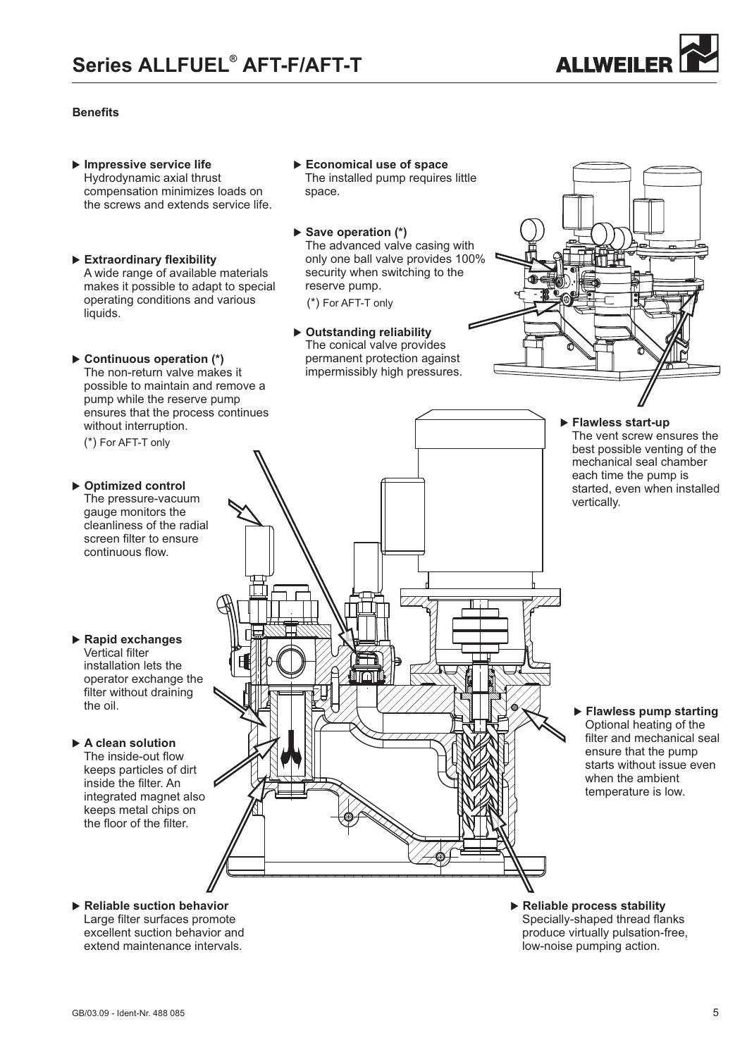**Benefits**

▶ **Impressive service life**
Hydrodynamic axial thrust compensation minimizes loads on the screws and extends service life.

▶ **Extraordinary flexibility**
A wide range of available materials makes it possible to adapt to special operating conditions and various liquids.

▶ **Continuous operation (*)**
The non-return valve makes it possible to maintain and remove a pump while the reserve pump ensures that the process continues without interruption.
(*) For AFT-T only

▶ **Optimized control**
The pressure-vacuum gauge monitors the cleanliness of the radial screen filter to ensure continuous flow.

▶ **Rapid exchanges**
Vertical filter installation lets the operator exchange the filter without draining the oil.

▶ **A clean solution**
The inside-out flow keeps particles of dirt inside the filter. An integrated magnet also keeps metal chips on the floor of the filter.

▶ **Reliable suction behavior**
Large filter surfaces promote excellent suction behavior and extend maintenance intervals.

▶ **Economical use of space**
The installed pump requires little space.

▶ **Save operation (*)**
The advanced valve casing with only one ball valve provides 100% security when switching to the reserve pump.
(*) For AFT-T only

▶ **Outstanding reliability**
The conical valve provides permanent protection against impermissibly high pressures.

▶ **Flawless start-up**
The vent screw ensures the best possible venting of the mechanical seal chamber each time the pump is started, even when installed vertically.

▶ **Flawless pump starting**
Optional heating of the filter and mechanical seal ensure that the pump starts without issue even when the ambient temperature is low.

▶ **Reliable process stability**
Specially-shaped thread flanks produce virtually pulsation-free, low-noise pumping action.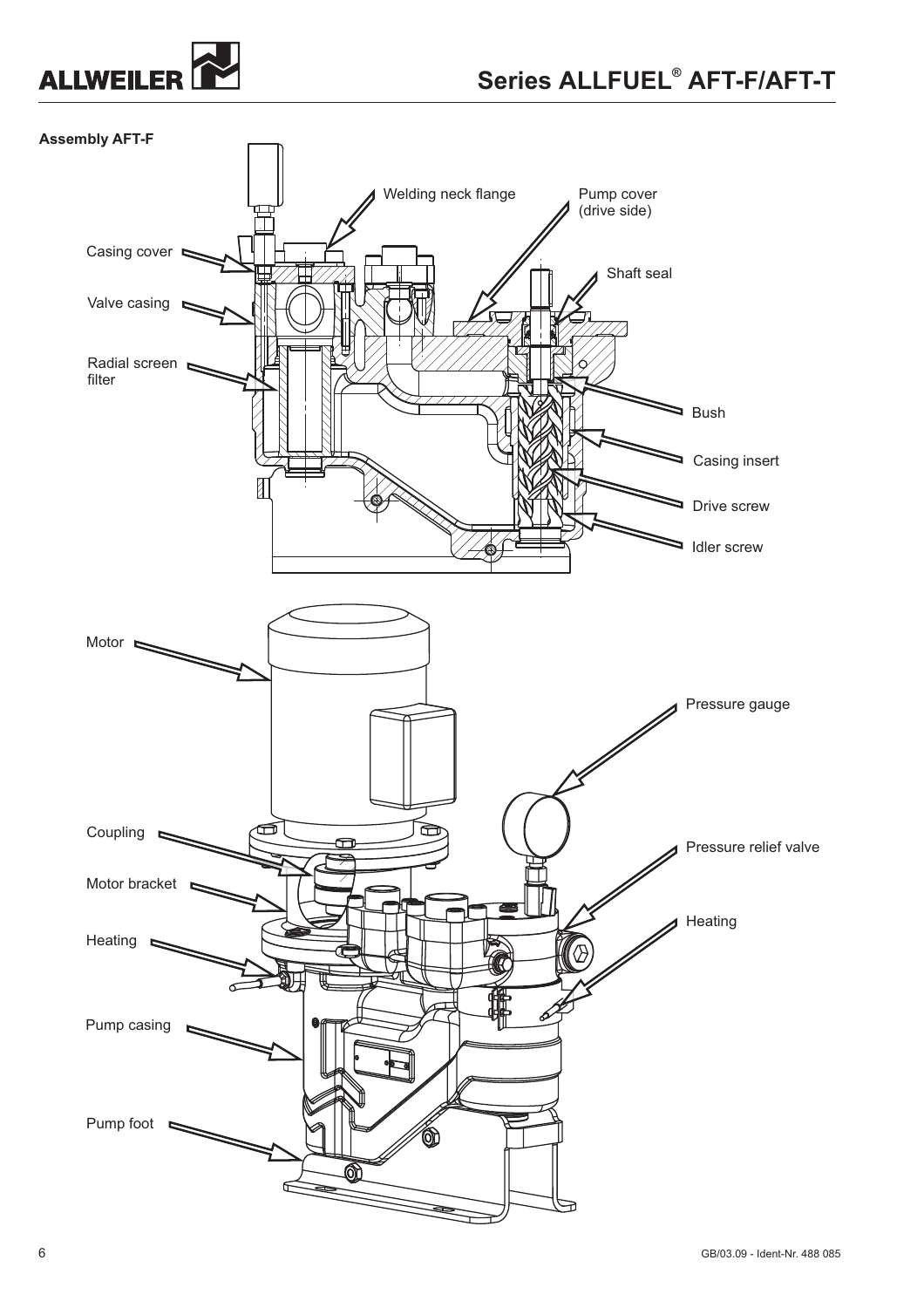**Assembly AFT-F**

Welding neck flange

Pump cover (drive side)

Casing cover

Shaft seal

Valve casing

Radial screen filter

Bush

Casing insert

Drive screw

Idler screw

Motor

Pressure gauge

Coupling

Pressure relief valve

Motor bracket

Heating

Heating

Pump casing

Pump foot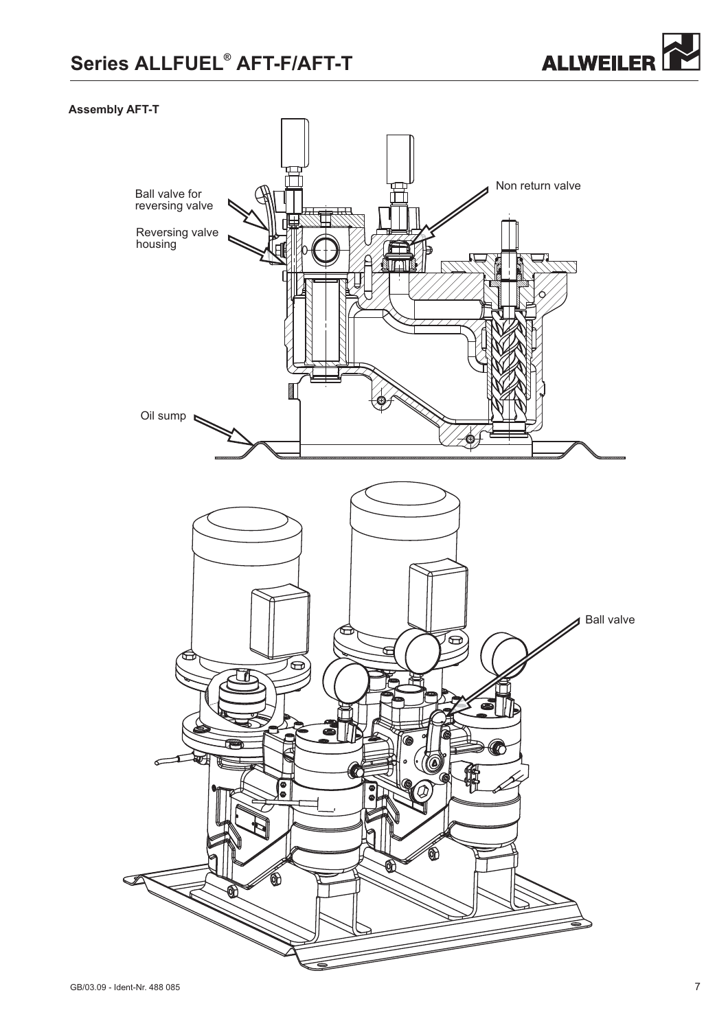**Assembly AFT-T**

Ball valve for reversing valve

Reversing valve housing

Non return valve

Oil sump

Ball valve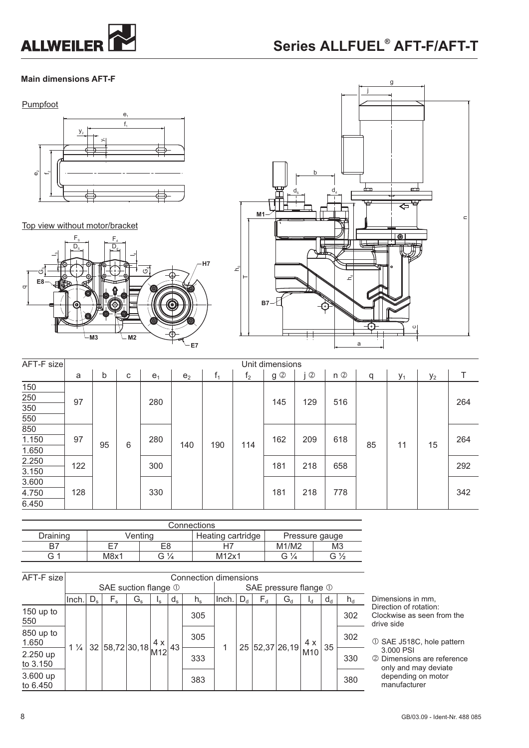## Main dimensions AFT-F

Pumpfoot

Top view without motor/bracket

| AFT-F size | Unit dimensions | | | | | | | | | | | | | |
|---|---|---|---|---|---|---|---|---|---|---|---|---|---|---|
| | a | b | c | $e_1$ | $e_2$ | $f_1$ | $f_2$ | g ② | j ② | n ② | q | $y_1$ | $y_2$ | T |
| 150 | 97 | 95 | 6 | 280 | 140 | 190 | 114 | 145 | 129 | 516 | 85 | 11 | 15 | 264 |
| 250 | | | | | | | | | | | | | | |
| 350 | | | | | | | | | | | | | | |
| 550 | | | | | | | | | | | | | | |
| 850 | 97 | | | 280 | | | | 162 | 209 | 618 | | | | 264 |
| 1.150 | | | | | | | | | | | | | | |
| 1.650 | | | | | | | | | | | | | | |
| 2.250 | 122 | | | 300 | | | | 181 | 218 | 658 | | | | 292 |
| 3.150 | | | | | | | | | | | | | | |
| 3.600 | 128 | | | 330 | | | | 181 | 218 | 778 | | | | 342 |
| 4.750 | | | | | | | | | | | | | | |
| 6.450 | | | | | | | | | | | | | | |

| Connections | | | | | |
|---|---|---|---|---|---|
| Draining | Venting | | Heating cartridge | Pressure gauge | |
| B7 | E7 | E8 | H7 | M1/M2 | M3 |
| G 1 | M8x1 | G ¼ | M12x1 | G ¼ | G ½ |

| AFT-F size | Connection dimensions | | | | | | | | | | | | | |
|---|---|---|---|---|---|---|---|---|---|---|---|---|---|---|
| | SAE suction flange ① | | | | | | | SAE pressure flange ① | | | | | | |
| | Inch. | $D_s$ | $F_s$ | $G_s$ | $l_s$ | $d_s$ | $h_s$ | Inch. | $D_d$ | $F_d$ | $G_d$ | $l_d$ | $d_d$ | $h_d$ |
| 150 up to 550 | 1 ¼ | 32 | 58,72 | 30,18 | 4 x M12 | 43 | 305 | 1 | 25 | 52,37 | 26,19 | 4 x M10 | 35 | 302 |
| 850 up to 1.650 | | | | | | | 305 | | | | | | | 302 |
| 2.250 up to 3.150 | | | | | | | 333 | | | | | | | 330 |
| 3.600 up to 6.450 | | | | | | | 383 | | | | | | | 380 |

Dimensions in mm,
Direction of rotation: Clockwise as seen from the drive side

① SAE J518C, hole pattern 3.000 PSI
② Dimensions are reference only and may deviate depending on motor manufacturer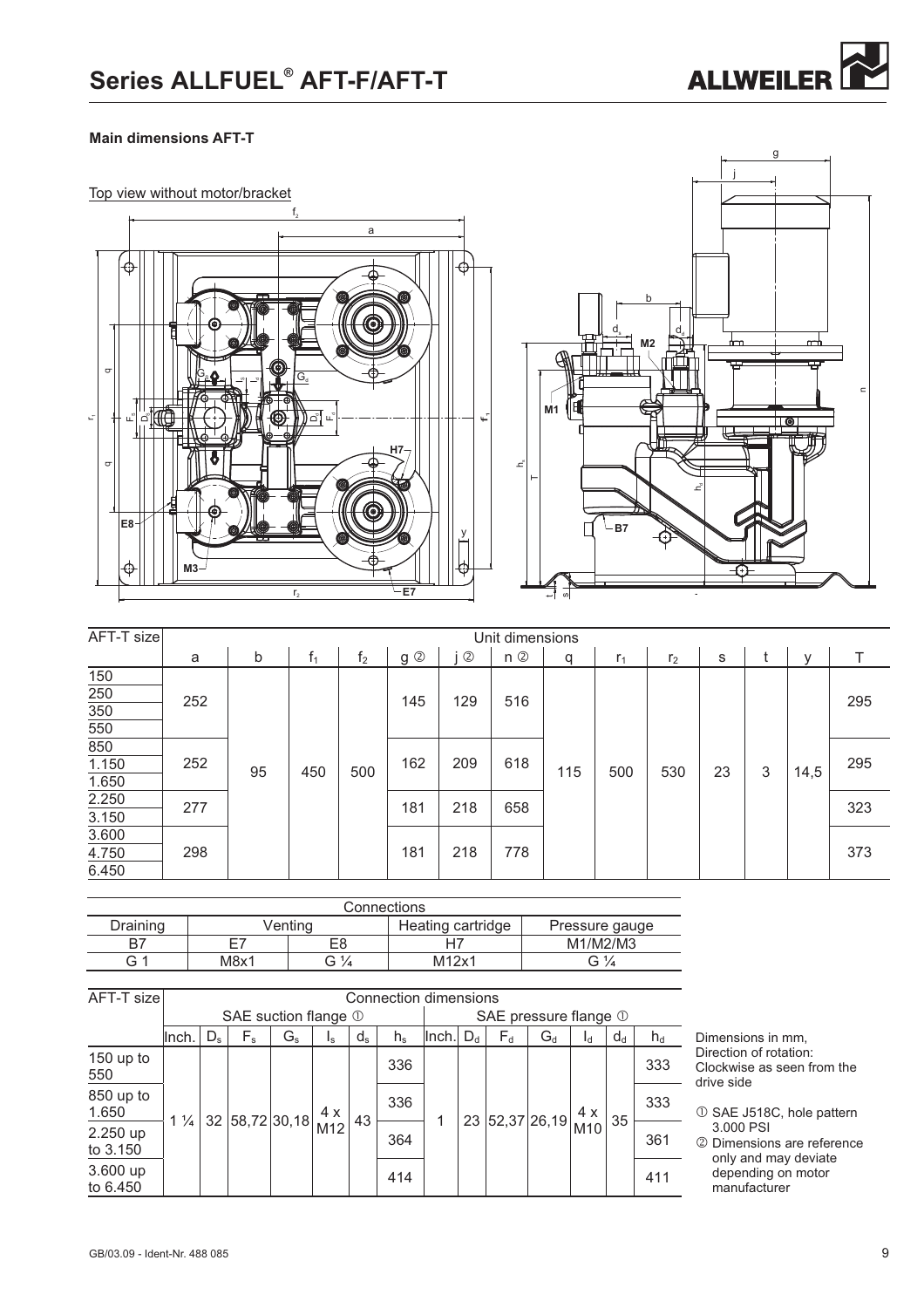## Main dimensions AFT-T

Top view without motor/bracket

| AFT-T size | Unit dimensions | | | | | | | | | | | | | |
|---|---|---|---|---|---|---|---|---|---|---|---|---|---|---|
| | a | b | $f_1$ | $f_2$ | g ② | j ② | n ② | q | $r_1$ | $r_2$ | s | t | y | T |
| 150<br>250<br>350<br>550 | 252 | 95 | 450 | 500 | 145 | 129 | 516 | 115 | 500 | 530 | 23 | 3 | 14,5 | 295 |
| 850<br>1.150<br>1.650 | 252 | | | | 162 | 209 | 618 | | | | | | | 295 |
| 2.250<br>3.150 | 277 | | | | 181 | 218 | 658 | | | | | | | 323 |
| 3.600<br>4.750<br>6.450 | 298 | | | | 181 | 218 | 778 | | | | | | | 373 |

| Connections | | | | |
|---|---|---|---|---|
| Draining | Venting | | Heating cartridge | Pressure gauge |
| B7 | E7 | E8 | H7 | M1/M2/M3 |
| G 1 | M8x1 | G ¼ | M12x1 | G ¼ |

| AFT-T size | Connection dimensions | | | | | | | | | | | | | |
|---|---|---|---|---|---|---|---|---|---|---|---|---|---|---|
| | SAE suction flange ① | | | | | | | SAE pressure flange ① | | | | | | |
| | Inch. | $D_s$ | $F_s$ | $G_s$ | $I_s$ | $d_s$ | $h_s$ | Inch. | $D_d$ | $F_d$ | $G_d$ | $I_d$ | $d_d$ | $h_d$ |
| 150 up to 550 | 1 ¼ | 32 | 58,72 | 30,18 | 4 x M12 | 43 | 336 | 1 | 23 | 52,37 | 26,19 | 4 x M10 | 35 | 333 |
| 850 up to 1.650 | | | | | | | 336 | | | | | | | 333 |
| 2.250 up to 3.150 | | | | | | | 364 | | | | | | | 361 |
| 3.600 up to 6.450 | | | | | | | 414 | | | | | | | 411 |

Dimensions in mm,
Direction of rotation: Clockwise as seen from the drive side

① SAE J518C, hole pattern 3.000 PSI
② Dimensions are reference only and may deviate depending on motor manufacturer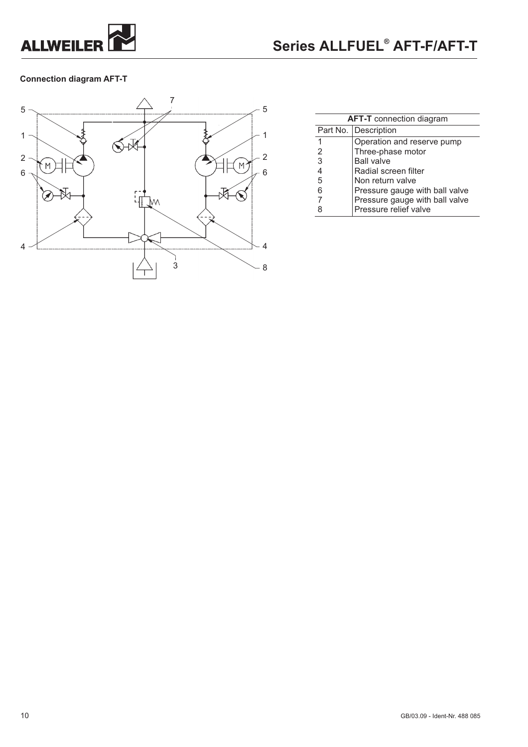**Connection diagram AFT-T**

| **AFT-T** connection diagram | |
|---|---|
| Part No. | Description |
| 1 | Operation and reserve pump |
| 2 | Three-phase motor |
| 3 | Ball valve |
| 4 | Radial screen filter |
| 5 | Non return valve |
| 6 | Pressure gauge with ball valve |
| 7 | Pressure gauge with ball valve |
| 8 | Pressure relief valve |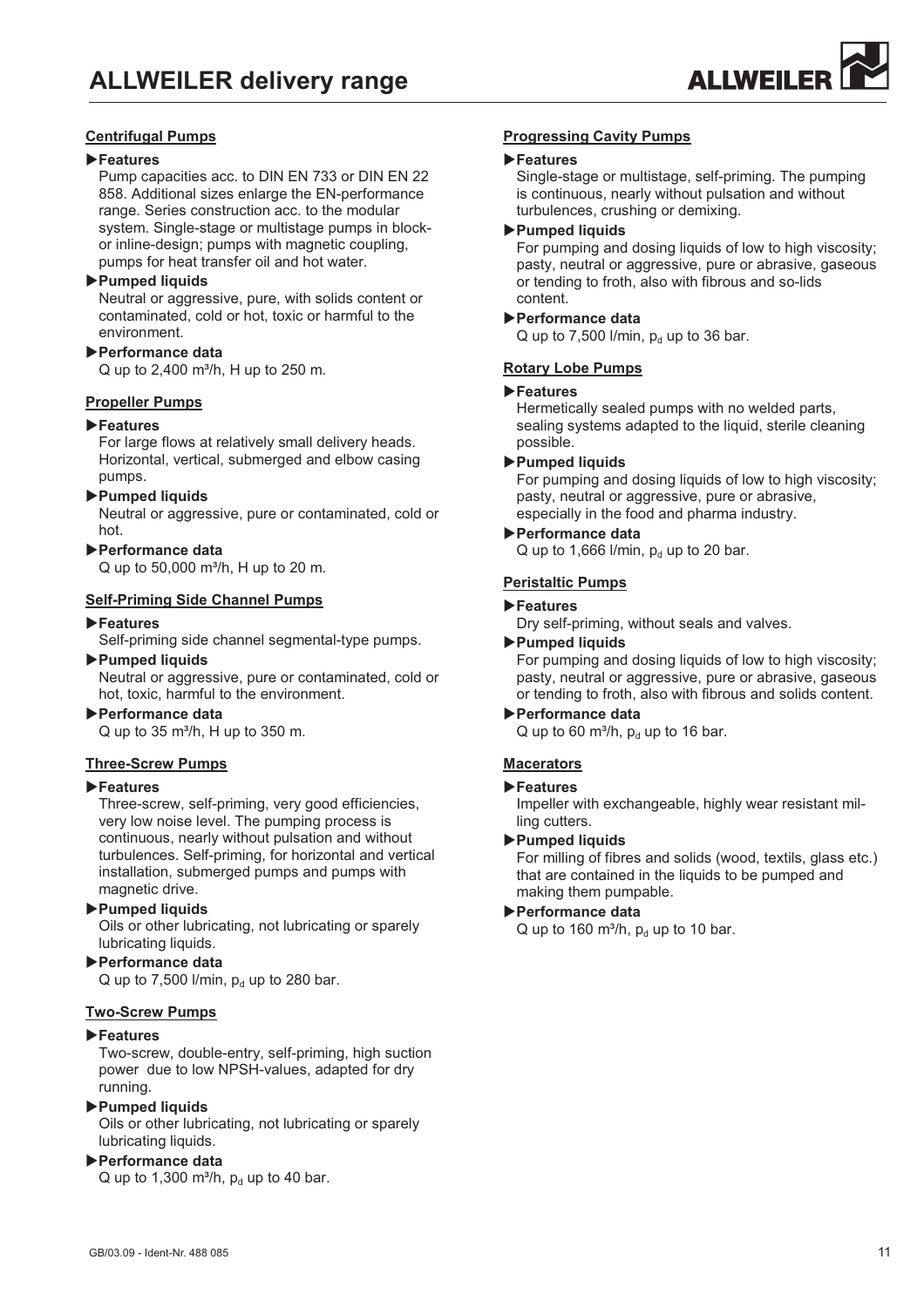# ALLWEILER delivery range

## Centrifugal Pumps

**▶Features**

Pump capacities acc. to DIN EN 733 or DIN EN 22 858. Additional sizes enlarge the EN-performance range. Series construction acc. to the modular system. Single-stage or multistage pumps in block- or inline-design; pumps with magnetic coupling, pumps for heat transfer oil and hot water.

**▶Pumped liquids**

Neutral or aggressive, pure, with solids content or contaminated, cold or hot, toxic or harmful to the environment.

**▶Performance data**

Q up to 2,400 m³/h, H up to 250 m.

## Propeller Pumps

**▶Features**

For large flows at relatively small delivery heads. Horizontal, vertical, submerged and elbow casing pumps.

**▶Pumped liquids**

Neutral or aggressive, pure or contaminated, cold or hot.

**▶Performance data**

Q up to 50,000 m³/h, H up to 20 m.

## Self-Priming Side Channel Pumps

**▶Features**

Self-priming side channel segmental-type pumps.

**▶Pumped liquids**

Neutral or aggressive, pure or contaminated, cold or hot, toxic, harmful to the environment.

**▶Performance data**

Q up to 35 m³/h, H up to 350 m.

## Three-Screw Pumps

**▶Features**

Three-screw, self-priming, very good efficiencies, very low noise level. The pumping process is continuous, nearly without pulsation and without turbulences. Self-priming, for horizontal and vertical installation, submerged pumps and pumps with magnetic drive.

**▶Pumped liquids**

Oils or other lubricating, not lubricating or sparely lubricating liquids.

**▶Performance data**

Q up to 7,500 l/min, $p_d$ up to 280 bar.

## Two-Screw Pumps

**▶Features**

Two-screw, double-entry, self-priming, high suction power due to low NPSH-values, adapted for dry running.

**▶Pumped liquids**

Oils or other lubricating, not lubricating or sparely lubricating liquids.

**▶Performance data**

Q up to 1,300 m³/h, $p_d$ up to 40 bar.

## Progressing Cavity Pumps

**▶Features**

Single-stage or multistage, self-priming. The pumping is continuous, nearly without pulsation and without turbulences, crushing or demixing.

**▶Pumped liquids**

For pumping and dosing liquids of low to high viscosity; pasty, neutral or aggressive, pure or abrasive, gaseous or tending to froth, also with fibrous and so-lids content.

**▶Performance data**

Q up to 7,500 l/min, $p_d$ up to 36 bar.

## Rotary Lobe Pumps

**▶Features**

Hermetically sealed pumps with no welded parts, sealing systems adapted to the liquid, sterile cleaning possible.

**▶Pumped liquids**

For pumping and dosing liquids of low to high viscosity; pasty, neutral or aggressive, pure or abrasive, especially in the food and pharma industry.

**▶Performance data**

Q up to 1,666 l/min, $p_d$ up to 20 bar.

## Peristaltic Pumps

**▶Features**

Dry self-priming, without seals and valves.

**▶Pumped liquids**

For pumping and dosing liquids of low to high viscosity; pasty, neutral or aggressive, pure or abrasive, gaseous or tending to froth, also with fibrous and solids content.

**▶Performance data**

Q up to 60 m³/h, $p_d$ up to 16 bar.

## Macerators

**▶Features**

Impeller with exchangeable, highly wear resistant mil-ling cutters.

**▶Pumped liquids**

For milling of fibres and solids (wood, textils, glass etc.) that are contained in the liquids to be pumped and making them pumpable.

**▶Performance data**

Q up to 160 m³/h, $p_d$ up to 10 bar.

GB/03.09 - Ident-Nr. 488 085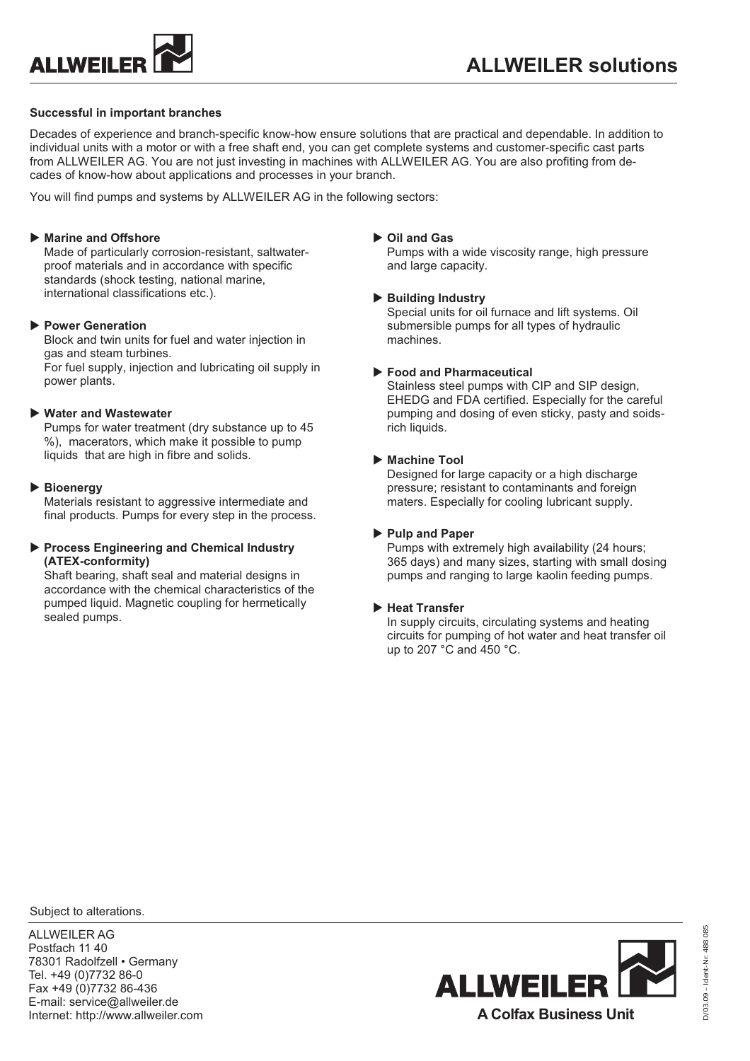# ALLWEILER solutions

**Successful in important branches**

Decades of experience and branch-specific know-how ensure solutions that are practical and dependable. In addition to individual units with a motor or with a free shaft end, you can get complete systems and customer-specific cast parts from ALLWEILER AG. You are not just investing in machines with ALLWEILER AG. You are also profiting from decades of know-how about applications and processes in your branch.

You will find pumps and systems by ALLWEILER AG in the following sectors:

- **Marine and Offshore**
  Made of particularly corrosion-resistant, saltwater-proof materials and in accordance with specific standards (shock testing, national marine, international classifications etc.).

- **Power Generation**
  Block and twin units for fuel and water injection in gas and steam turbines.
  For fuel supply, injection and lubricating oil supply in power plants.

- **Water and Wastewater**
  Pumps for water treatment (dry substance up to 45 %), macerators, which make it possible to pump liquids that are high in fibre and solids.

- **Bioenergy**
  Materials resistant to aggressive intermediate and final products. Pumps for every step in the process.

- **Process Engineering and Chemical Industry (ATEX-conformity)**
  Shaft bearing, shaft seal and material designs in accordance with the chemical characteristics of the pumped liquid. Magnetic coupling for hermetically sealed pumps.

- **Oil and Gas**
  Pumps with a wide viscosity range, high pressure and large capacity.

- **Building Industry**
  Special units for oil furnace and lift systems. Oil submersible pumps for all types of hydraulic machines.

- **Food and Pharmaceutical**
  Stainless steel pumps with CIP and SIP design, EHEDG and FDA certified. Especially for the careful pumping and dosing of even sticky, pasty and soids-rich liquids.

- **Machine Tool**
  Designed for large capacity or a high discharge pressure; resistant to contaminants and foreign maters. Especially for cooling lubricant supply.

- **Pulp and Paper**
  Pumps with extremely high availability (24 hours; 365 days) and many sizes, starting with small dosing pumps and ranging to large kaolin feeding pumps.

- **Heat Transfer**
  In supply circuits, circulating systems and heating circuits for pumping of hot water and heat transfer oil up to 207 °C and 450 °C.

Subject to alterations.

ALLWEILER AG
Postfach 11 40
78301 Radolfzell • Germany
Tel. +49 (0)7732 86-0
Fax +49 (0)7732 86-436
E-mail: service@allweiler.de
Internet: http://www.allweiler.com

ALLWEILER
A Colfax Business Unit

D/03.09 – Ident-Nr. 488 085